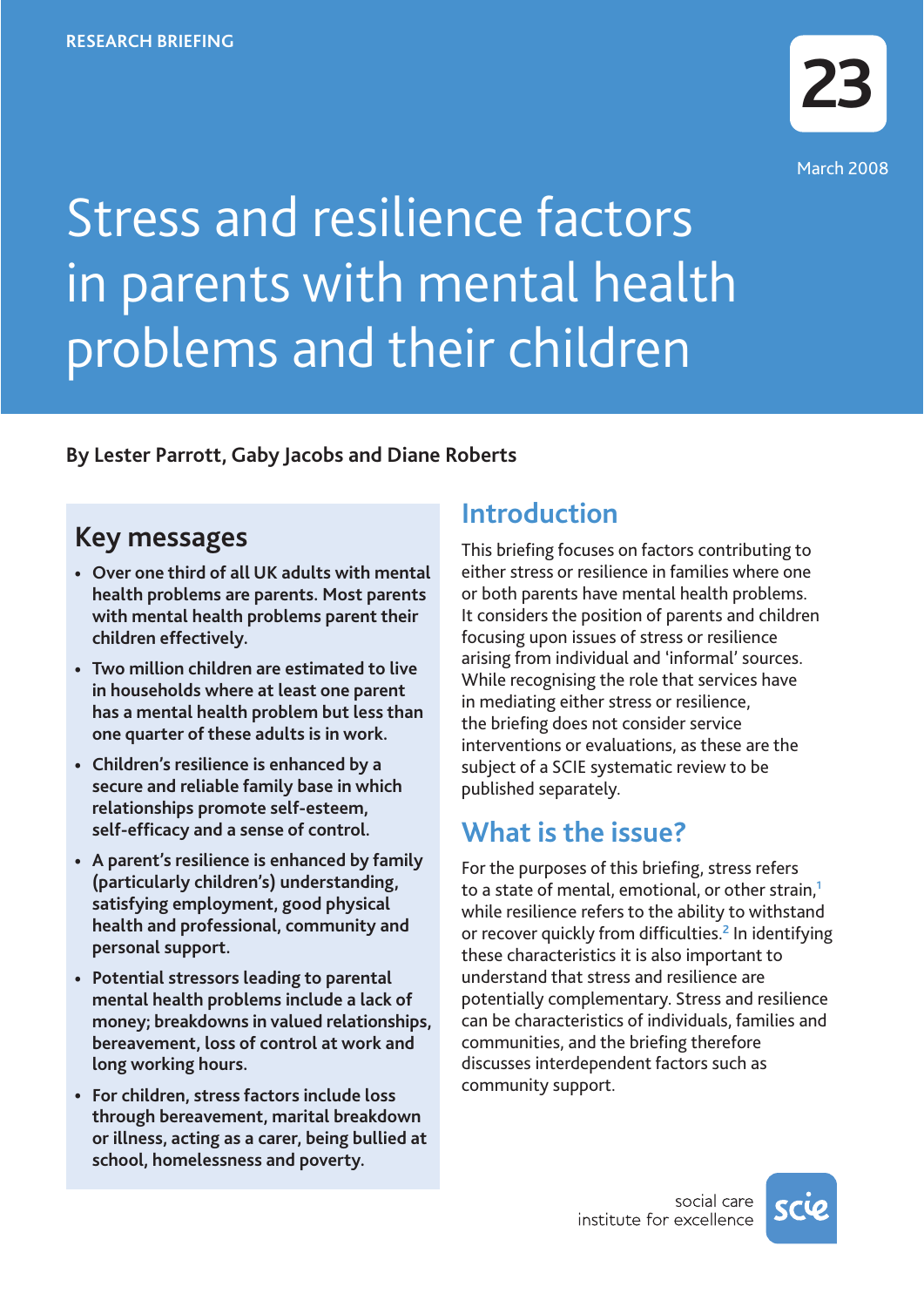RESEARCH BRIEFING

23

March 2008

# Stress and resilience factors in parents with mental health problems and their children

**By Lester Parrott, Gaby Jacobs and Diane Roberts**

## Key messages

- **Over one third of all UK adults with mental health problems are parents. Most parents with mental health problems parent their children effectively.**
- **Two million children are estimated to live in households where at least one parent has a mental health problem but less than one quarter of these adults is in work.**
- **Children's resilience is enhanced by a secure and reliable family base in which relationships promote self-esteem, self-efficacy and a sense of control.**
- **A parent's resilience is enhanced by family (particularly children's) understanding, satisfying employment, good physical health and professional, community and personal support.**
- **Potential stressors leading to parental mental health problems include a lack of money; breakdowns in valued relationships, bereavement, loss of control at work and long working hours.**
- **For children, stress factors include loss through bereavement, marital breakdown or illness, acting as a carer, being bullied at school, homelessness and poverty.**

## Introduction

This briefing focuses on factors contributing to either stress or resilience in families where one or both parents have mental health problems. It considers the position of parents and children focusing upon issues of stress or resilience arising from individual and 'informal' sources. While recognising the role that services have in mediating either stress or resilience, the briefing does not consider service interventions or evaluations, as these are the subject of a SCIE systematic review to be published separately.

## What is the issue?

For the purposes of this briefing, stress refers to a state of mental, emotional, or other strain,[1] while resilience refers to the ability to withstand or recover quickly from difficulties.[2] In identifying these characteristics it is also important to understand that stress and resilience are potentially complementary. Stress and resilience can be characteristics of individuals, families and communities, and the briefing therefore discusses interdependent factors such as community support.

social care institute for excellence

scie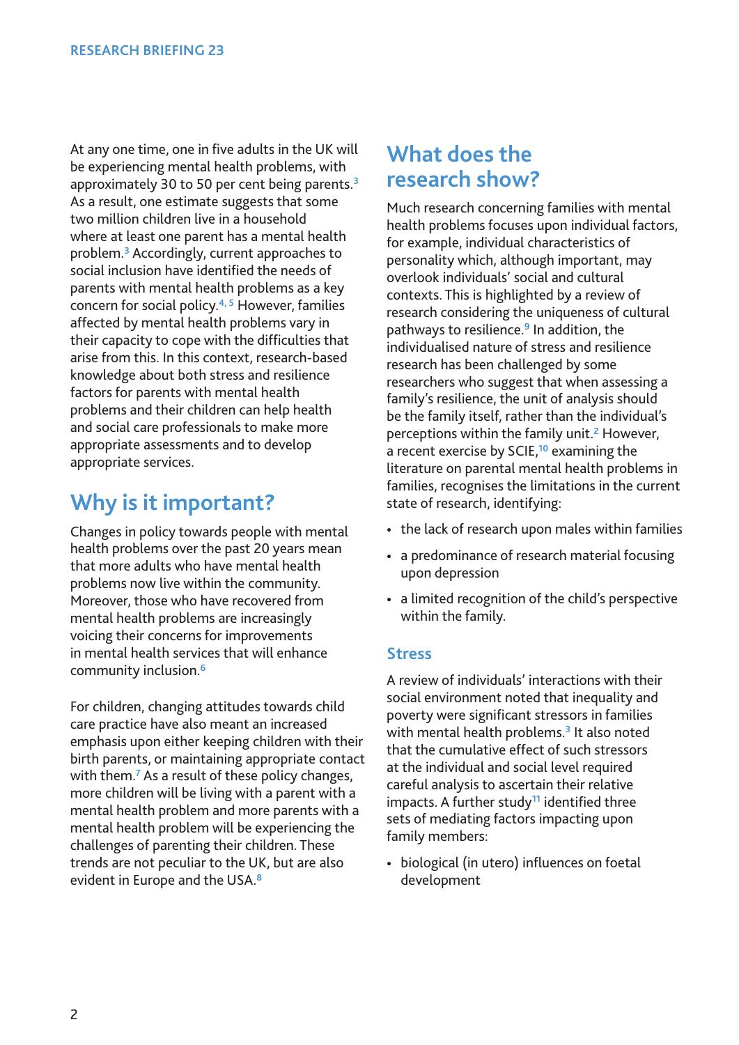At any one time, one in five adults in the UK will be experiencing mental health problems, with approximately 30 to 50 per cent being parents.[3] As a result, one estimate suggests that some two million children live in a household where at least one parent has a mental health problem.[3] Accordingly, current approaches to social inclusion have identified the needs of parents with mental health problems as a key concern for social policy.[4, 5] However, families affected by mental health problems vary in their capacity to cope with the difficulties that arise from this. In this context, research-based knowledge about both stress and resilience factors for parents with mental health problems and their children can help health and social care professionals to make more appropriate assessments and to develop appropriate services.

## Why is it important?

Changes in policy towards people with mental health problems over the past 20 years mean that more adults who have mental health problems now live within the community. Moreover, those who have recovered from mental health problems are increasingly voicing their concerns for improvements in mental health services that will enhance community inclusion.[6]

For children, changing attitudes towards child care practice have also meant an increased emphasis upon either keeping children with their birth parents, or maintaining appropriate contact with them.[7] As a result of these policy changes, more children will be living with a parent with a mental health problem and more parents with a mental health problem will be experiencing the challenges of parenting their children. These trends are not peculiar to the UK, but are also evident in Europe and the USA.[8]

## What does the research show?

Much research concerning families with mental health problems focuses upon individual factors, for example, individual characteristics of personality which, although important, may overlook individuals' social and cultural contexts. This is highlighted by a review of research considering the uniqueness of cultural pathways to resilience.[9] In addition, the individualised nature of stress and resilience research has been challenged by some researchers who suggest that when assessing a family's resilience, the unit of analysis should be the family itself, rather than the individual's perceptions within the family unit.[2] However, a recent exercise by SCIE,[10] examining the literature on parental mental health problems in families, recognises the limitations in the current state of research, identifying:

- the lack of research upon males within families
- a predominance of research material focusing upon depression
- a limited recognition of the child's perspective within the family.

### Stress

A review of individuals' interactions with their social environment noted that inequality and poverty were significant stressors in families with mental health problems.[3] It also noted that the cumulative effect of such stressors at the individual and social level required careful analysis to ascertain their relative impacts. A further study[11] identified three sets of mediating factors impacting upon family members:

- biological (in utero) influences on foetal development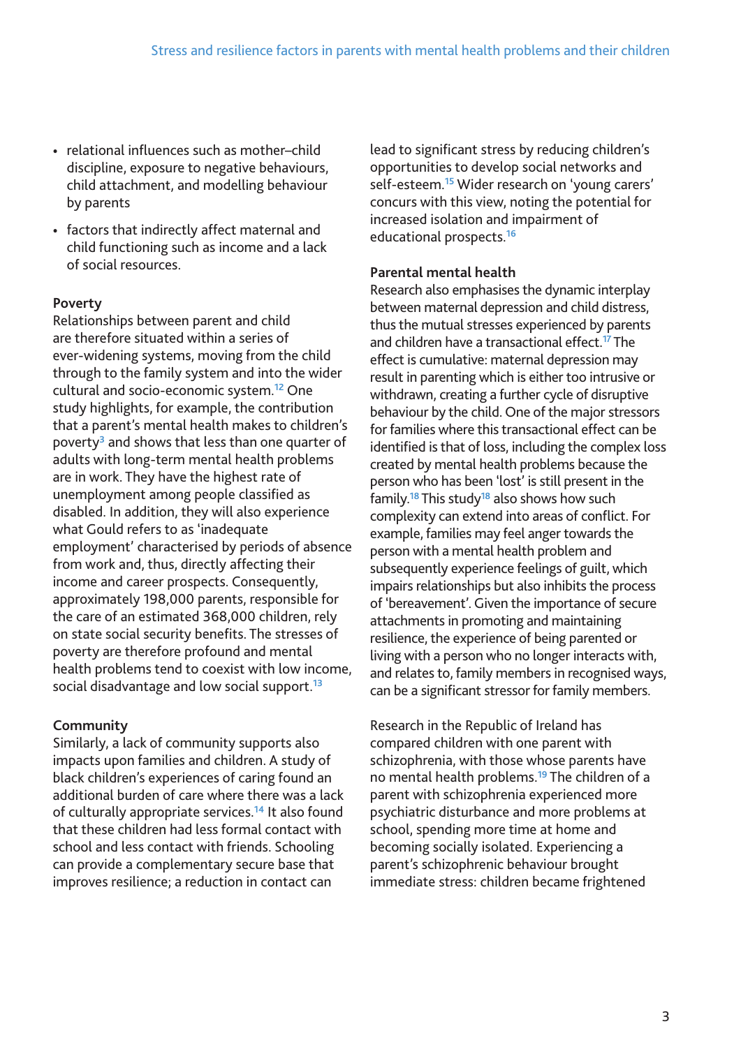- relational influences such as mother–child discipline, exposure to negative behaviours, child attachment, and modelling behaviour by parents
- factors that indirectly affect maternal and child functioning such as income and a lack of social resources.

**Poverty**

Relationships between parent and child are therefore situated within a series of ever-widening systems, moving from the child through to the family system and into the wider cultural and socio-economic system.[12] One study highlights, for example, the contribution that a parent's mental health makes to children's poverty[3] and shows that less than one quarter of adults with long-term mental health problems are in work. They have the highest rate of unemployment among people classified as disabled. In addition, they will also experience what Gould refers to as 'inadequate employment' characterised by periods of absence from work and, thus, directly affecting their income and career prospects. Consequently, approximately 198,000 parents, responsible for the care of an estimated 368,000 children, rely on state social security benefits. The stresses of poverty are therefore profound and mental health problems tend to coexist with low income, social disadvantage and low social support.[13]

**Community**

Similarly, a lack of community supports also impacts upon families and children. A study of black children's experiences of caring found an additional burden of care where there was a lack of culturally appropriate services.[14] It also found that these children had less formal contact with school and less contact with friends. Schooling can provide a complementary secure base that improves resilience; a reduction in contact can lead to significant stress by reducing children's opportunities to develop social networks and self-esteem.[15] Wider research on 'young carers' concurs with this view, noting the potential for increased isolation and impairment of educational prospects.[16]

**Parental mental health**

Research also emphasises the dynamic interplay between maternal depression and child distress, thus the mutual stresses experienced by parents and children have a transactional effect.[17] The effect is cumulative: maternal depression may result in parenting which is either too intrusive or withdrawn, creating a further cycle of disruptive behaviour by the child. One of the major stressors for families where this transactional effect can be identified is that of loss, including the complex loss created by mental health problems because the person who has been 'lost' is still present in the family.[18] This study[18] also shows how such complexity can extend into areas of conflict. For example, families may feel anger towards the person with a mental health problem and subsequently experience feelings of guilt, which impairs relationships but also inhibits the process of 'bereavement'. Given the importance of secure attachments in promoting and maintaining resilience, the experience of being parented or living with a person who no longer interacts with, and relates to, family members in recognised ways, can be a significant stressor for family members.

Research in the Republic of Ireland has compared children with one parent with schizophrenia, with those whose parents have no mental health problems.[19] The children of a parent with schizophrenia experienced more psychiatric disturbance and more problems at school, spending more time at home and becoming socially isolated. Experiencing a parent's schizophrenic behaviour brought immediate stress: children became frightened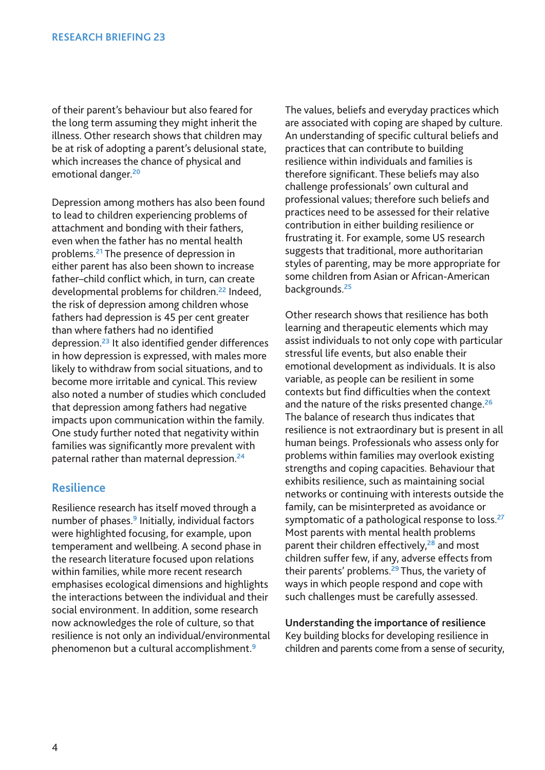of their parent's behaviour but also feared for the long term assuming they might inherit the illness. Other research shows that children may be at risk of adopting a parent's delusional state, which increases the chance of physical and emotional danger.[20]

Depression among mothers has also been found to lead to children experiencing problems of attachment and bonding with their fathers, even when the father has no mental health problems.[21] The presence of depression in either parent has also been shown to increase father–child conflict which, in turn, can create developmental problems for children.[22] Indeed, the risk of depression among children whose fathers had depression is 45 per cent greater than where fathers had no identified depression.[23] It also identified gender differences in how depression is expressed, with males more likely to withdraw from social situations, and to become more irritable and cynical. This review also noted a number of studies which concluded that depression among fathers had negative impacts upon communication within the family. One study further noted that negativity within families was significantly more prevalent with paternal rather than maternal depression.[24]

## Resilience

Resilience research has itself moved through a number of phases.[9] Initially, individual factors were highlighted focusing, for example, upon temperament and wellbeing. A second phase in the research literature focused upon relations within families, while more recent research emphasises ecological dimensions and highlights the interactions between the individual and their social environment. In addition, some research now acknowledges the role of culture, so that resilience is not only an individual/environmental phenomenon but a cultural accomplishment.[9]

The values, beliefs and everyday practices which are associated with coping are shaped by culture. An understanding of specific cultural beliefs and practices that can contribute to building resilience within individuals and families is therefore significant. These beliefs may also challenge professionals' own cultural and professional values; therefore such beliefs and practices need to be assessed for their relative contribution in either building resilience or frustrating it. For example, some US research suggests that traditional, more authoritarian styles of parenting, may be more appropriate for some children from Asian or African-American backgrounds.[25]

Other research shows that resilience has both learning and therapeutic elements which may assist individuals to not only cope with particular stressful life events, but also enable their emotional development as individuals. It is also variable, as people can be resilient in some contexts but find difficulties when the context and the nature of the risks presented change.[26] The balance of research thus indicates that resilience is not extraordinary but is present in all human beings. Professionals who assess only for problems within families may overlook existing strengths and coping capacities. Behaviour that exhibits resilience, such as maintaining social networks or continuing with interests outside the family, can be misinterpreted as avoidance or symptomatic of a pathological response to loss.[27] Most parents with mental health problems parent their children effectively,[28] and most children suffer few, if any, adverse effects from their parents' problems.[29] Thus, the variety of ways in which people respond and cope with such challenges must be carefully assessed.

**Understanding the importance of resilience**

Key building blocks for developing resilience in children and parents come from a sense of security,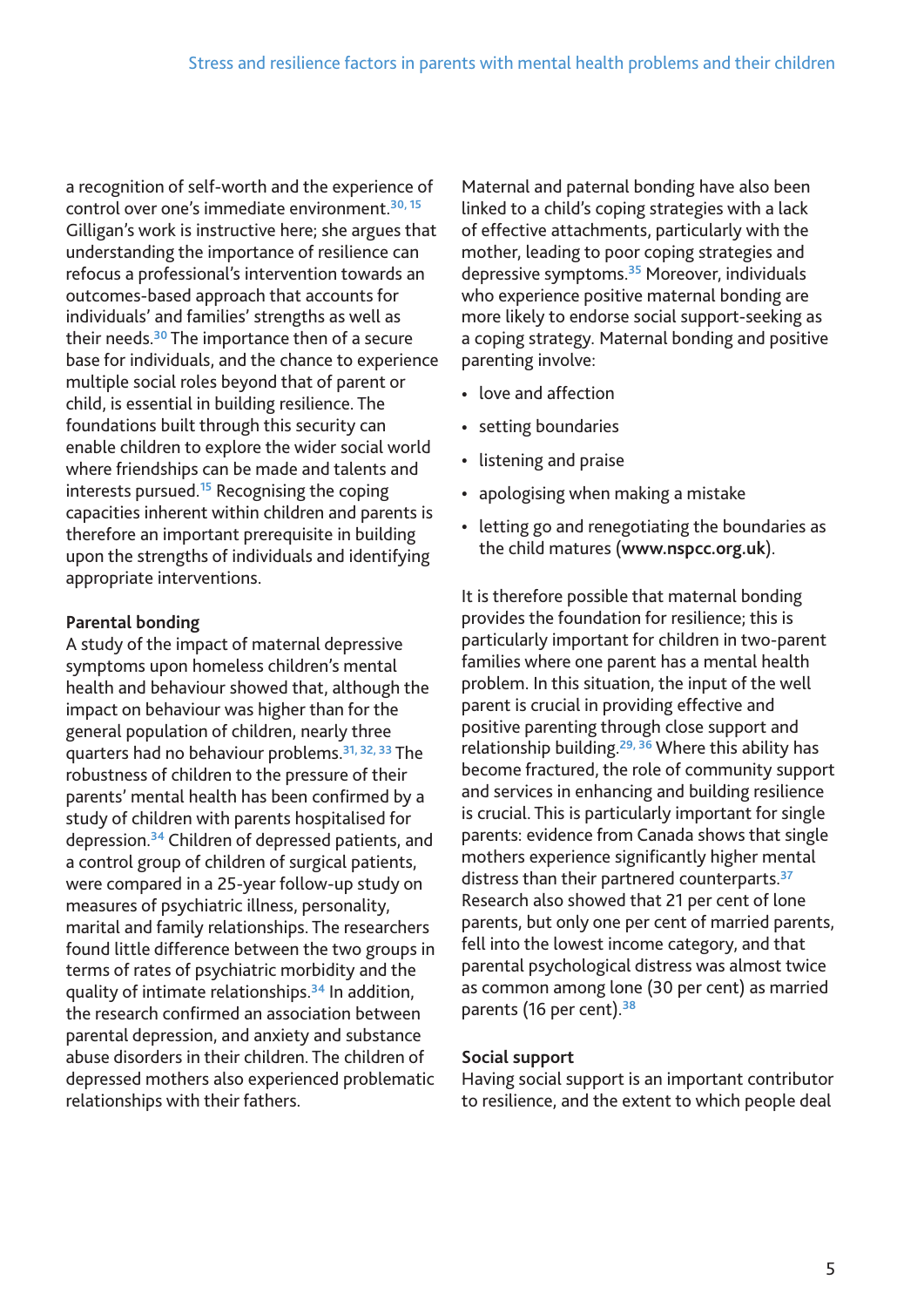a recognition of self-worth and the experience of control over one's immediate environment.[30, 15] Gilligan's work is instructive here; she argues that understanding the importance of resilience can refocus a professional's intervention towards an outcomes-based approach that accounts for individuals' and families' strengths as well as their needs.[30] The importance then of a secure base for individuals, and the chance to experience multiple social roles beyond that of parent or child, is essential in building resilience. The foundations built through this security can enable children to explore the wider social world where friendships can be made and talents and interests pursued.[15] Recognising the coping capacities inherent within children and parents is therefore an important prerequisite in building upon the strengths of individuals and identifying appropriate interventions.

**Parental bonding**

A study of the impact of maternal depressive symptoms upon homeless children's mental health and behaviour showed that, although the impact on behaviour was higher than for the general population of children, nearly three quarters had no behaviour problems.[31, 32, 33] The robustness of children to the pressure of their parents' mental health has been confirmed by a study of children with parents hospitalised for depression.[34] Children of depressed patients, and a control group of children of surgical patients, were compared in a 25-year follow-up study on measures of psychiatric illness, personality, marital and family relationships. The researchers found little difference between the two groups in terms of rates of psychiatric morbidity and the quality of intimate relationships.[34] In addition, the research confirmed an association between parental depression, and anxiety and substance abuse disorders in their children. The children of depressed mothers also experienced problematic relationships with their fathers.

Maternal and paternal bonding have also been linked to a child's coping strategies with a lack of effective attachments, particularly with the mother, leading to poor coping strategies and depressive symptoms.[35] Moreover, individuals who experience positive maternal bonding are more likely to endorse social support-seeking as a coping strategy. Maternal bonding and positive parenting involve:

- love and affection
- setting boundaries
- listening and praise
- apologising when making a mistake
- letting go and renegotiating the boundaries as the child matures (**www.nspcc.org.uk**).

It is therefore possible that maternal bonding provides the foundation for resilience; this is particularly important for children in two-parent families where one parent has a mental health problem. In this situation, the input of the well parent is crucial in providing effective and positive parenting through close support and relationship building.[29, 36] Where this ability has become fractured, the role of community support and services in enhancing and building resilience is crucial. This is particularly important for single parents: evidence from Canada shows that single mothers experience significantly higher mental distress than their partnered counterparts.[37] Research also showed that 21 per cent of lone parents, but only one per cent of married parents, fell into the lowest income category, and that parental psychological distress was almost twice as common among lone (30 per cent) as married parents (16 per cent).[38]

**Social support**

Having social support is an important contributor to resilience, and the extent to which people deal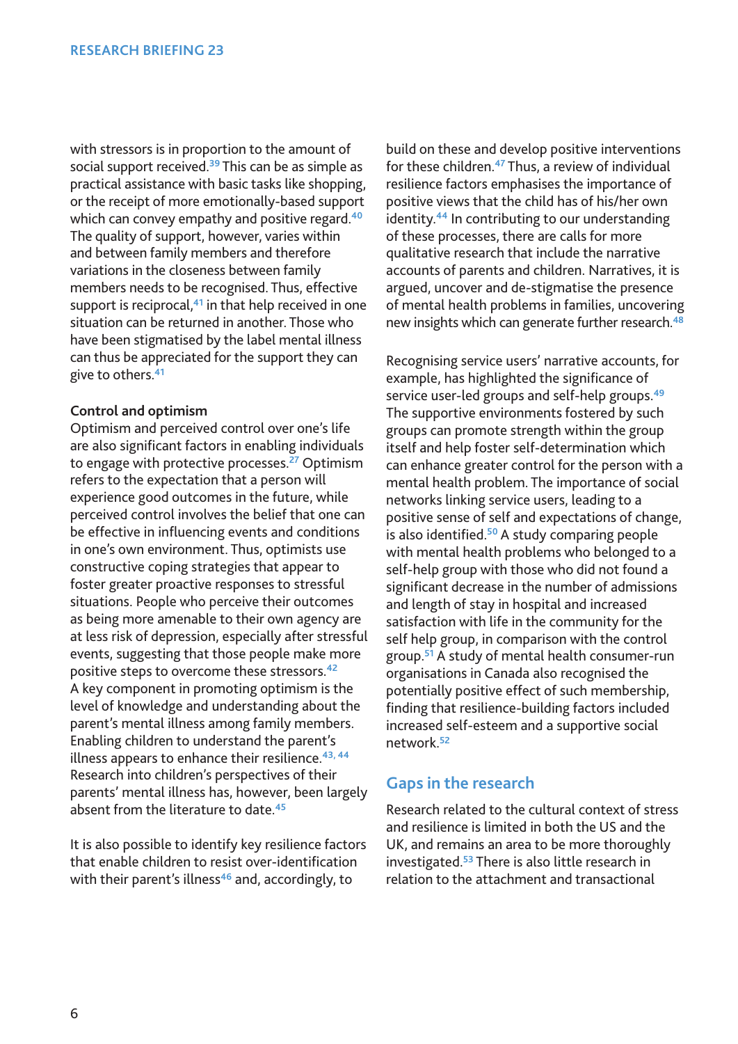with stressors is in proportion to the amount of social support received.[39] This can be as simple as practical assistance with basic tasks like shopping, or the receipt of more emotionally-based support which can convey empathy and positive regard.[40] The quality of support, however, varies within and between family members and therefore variations in the closeness between family members needs to be recognised. Thus, effective support is reciprocal,[41] in that help received in one situation can be returned in another. Those who have been stigmatised by the label mental illness can thus be appreciated for the support they can give to others.[41]

**Control and optimism**

Optimism and perceived control over one's life are also significant factors in enabling individuals to engage with protective processes.[27] Optimism refers to the expectation that a person will experience good outcomes in the future, while perceived control involves the belief that one can be effective in influencing events and conditions in one's own environment. Thus, optimists use constructive coping strategies that appear to foster greater proactive responses to stressful situations. People who perceive their outcomes as being more amenable to their own agency are at less risk of depression, especially after stressful events, suggesting that those people make more positive steps to overcome these stressors.[42] A key component in promoting optimism is the level of knowledge and understanding about the parent's mental illness among family members. Enabling children to understand the parent's illness appears to enhance their resilience.[43, 44] Research into children's perspectives of their parents' mental illness has, however, been largely absent from the literature to date.[45]

It is also possible to identify key resilience factors that enable children to resist over-identification with their parent's illness[46] and, accordingly, to build on these and develop positive interventions for these children.[47] Thus, a review of individual resilience factors emphasises the importance of positive views that the child has of his/her own identity.[44] In contributing to our understanding of these processes, there are calls for more qualitative research that include the narrative accounts of parents and children. Narratives, it is argued, uncover and de-stigmatise the presence of mental health problems in families, uncovering new insights which can generate further research.[48]

Recognising service users' narrative accounts, for example, has highlighted the significance of service user-led groups and self-help groups.[49] The supportive environments fostered by such groups can promote strength within the group itself and help foster self-determination which can enhance greater control for the person with a mental health problem. The importance of social networks linking service users, leading to a positive sense of self and expectations of change, is also identified.[50] A study comparing people with mental health problems who belonged to a self-help group with those who did not found a significant decrease in the number of admissions and length of stay in hospital and increased satisfaction with life in the community for the self help group, in comparison with the control group.[51] A study of mental health consumer-run organisations in Canada also recognised the potentially positive effect of such membership, finding that resilience-building factors included increased self-esteem and a supportive social network.[52]

## Gaps in the research

Research related to the cultural context of stress and resilience is limited in both the US and the UK, and remains an area to be more thoroughly investigated.[53] There is also little research in relation to the attachment and transactional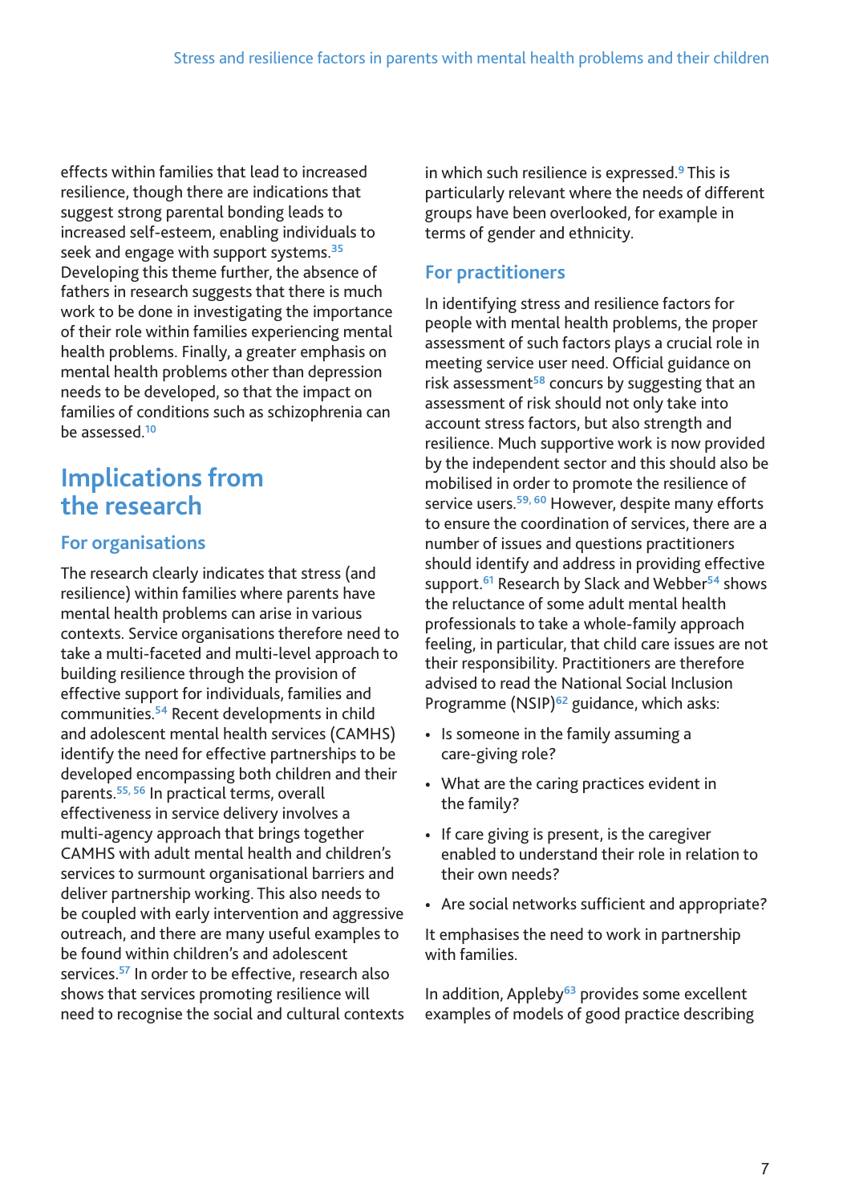effects within families that lead to increased resilience, though there are indications that suggest strong parental bonding leads to increased self-esteem, enabling individuals to seek and engage with support systems.[35] Developing this theme further, the absence of fathers in research suggests that there is much work to be done in investigating the importance of their role within families experiencing mental health problems. Finally, a greater emphasis on mental health problems other than depression needs to be developed, so that the impact on families of conditions such as schizophrenia can be assessed.[10]

## Implications from the research

### For organisations

The research clearly indicates that stress (and resilience) within families where parents have mental health problems can arise in various contexts. Service organisations therefore need to take a multi-faceted and multi-level approach to building resilience through the provision of effective support for individuals, families and communities.[54] Recent developments in child and adolescent mental health services (CAMHS) identify the need for effective partnerships to be developed encompassing both children and their parents.[55, 56] In practical terms, overall effectiveness in service delivery involves a multi-agency approach that brings together CAMHS with adult mental health and children's services to surmount organisational barriers and deliver partnership working. This also needs to be coupled with early intervention and aggressive outreach, and there are many useful examples to be found within children's and adolescent services.[57] In order to be effective, research also shows that services promoting resilience will need to recognise the social and cultural contexts in which such resilience is expressed.[9] This is particularly relevant where the needs of different groups have been overlooked, for example in terms of gender and ethnicity.

### For practitioners

In identifying stress and resilience factors for people with mental health problems, the proper assessment of such factors plays a crucial role in meeting service user need. Official guidance on risk assessment[58] concurs by suggesting that an assessment of risk should not only take into account stress factors, but also strength and resilience. Much supportive work is now provided by the independent sector and this should also be mobilised in order to promote the resilience of service users.[59, 60] However, despite many efforts to ensure the coordination of services, there are a number of issues and questions practitioners should identify and address in providing effective support.[61] Research by Slack and Webber[54] shows the reluctance of some adult mental health professionals to take a whole-family approach feeling, in particular, that child care issues are not their responsibility. Practitioners are therefore advised to read the National Social Inclusion Programme (NSIP)[62] guidance, which asks:

- Is someone in the family assuming a care-giving role?
- What are the caring practices evident in the family?
- If care giving is present, is the caregiver enabled to understand their role in relation to their own needs?
- Are social networks sufficient and appropriate?

It emphasises the need to work in partnership with families.

In addition, Appleby[63] provides some excellent examples of models of good practice describing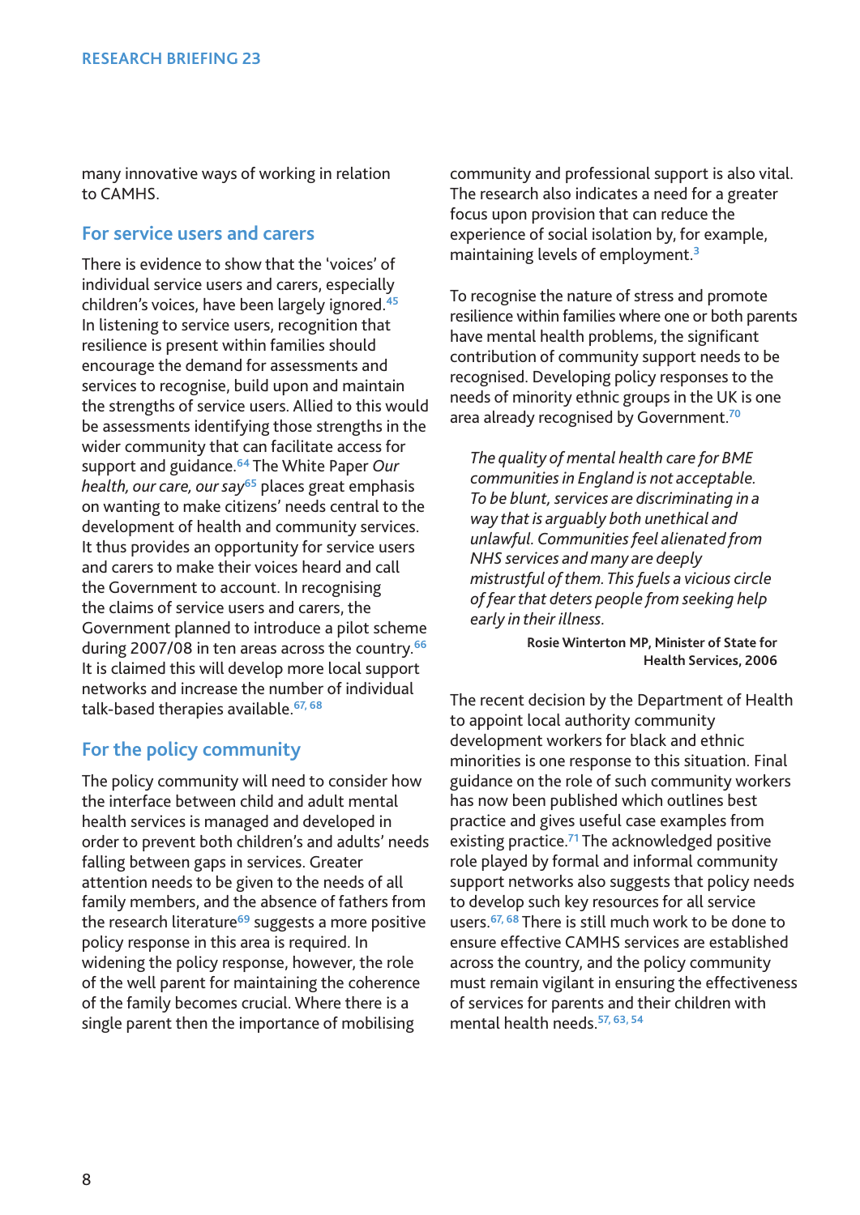many innovative ways of working in relation to CAMHS.

## For service users and carers

There is evidence to show that the 'voices' of individual service users and carers, especially children's voices, have been largely ignored.[45] In listening to service users, recognition that resilience is present within families should encourage the demand for assessments and services to recognise, build upon and maintain the strengths of service users. Allied to this would be assessments identifying those strengths in the wider community that can facilitate access for support and guidance.[64] The White Paper *Our health, our care, our say*[65] places great emphasis on wanting to make citizens' needs central to the development of health and community services. It thus provides an opportunity for service users and carers to make their voices heard and call the Government to account. In recognising the claims of service users and carers, the Government planned to introduce a pilot scheme during 2007/08 in ten areas across the country.[66] It is claimed this will develop more local support networks and increase the number of individual talk-based therapies available.[67, 68]

## For the policy community

The policy community will need to consider how the interface between child and adult mental health services is managed and developed in order to prevent both children's and adults' needs falling between gaps in services. Greater attention needs to be given to the needs of all family members, and the absence of fathers from the research literature[69] suggests a more positive policy response in this area is required. In widening the policy response, however, the role of the well parent for maintaining the coherence of the family becomes crucial. Where there is a single parent then the importance of mobilising community and professional support is also vital. The research also indicates a need for a greater focus upon provision that can reduce the experience of social isolation by, for example, maintaining levels of employment.[3]

To recognise the nature of stress and promote resilience within families where one or both parents have mental health problems, the significant contribution of community support needs to be recognised. Developing policy responses to the needs of minority ethnic groups in the UK is one area already recognised by Government.[70]

> *The quality of mental health care for BME communities in England is not acceptable. To be blunt, services are discriminating in a way that is arguably both unethical and unlawful. Communities feel alienated from NHS services and many are deeply mistrustful of them. This fuels a vicious circle of fear that deters people from seeking help early in their illness.*
>
> **Rosie Winterton MP, Minister of State for Health Services, 2006**

The recent decision by the Department of Health to appoint local authority community development workers for black and ethnic minorities is one response to this situation. Final guidance on the role of such community workers has now been published which outlines best practice and gives useful case examples from existing practice.[71] The acknowledged positive role played by formal and informal community support networks also suggests that policy needs to develop such key resources for all service users.[67, 68] There is still much work to be done to ensure effective CAMHS services are established across the country, and the policy community must remain vigilant in ensuring the effectiveness of services for parents and their children with mental health needs.[57, 63, 54]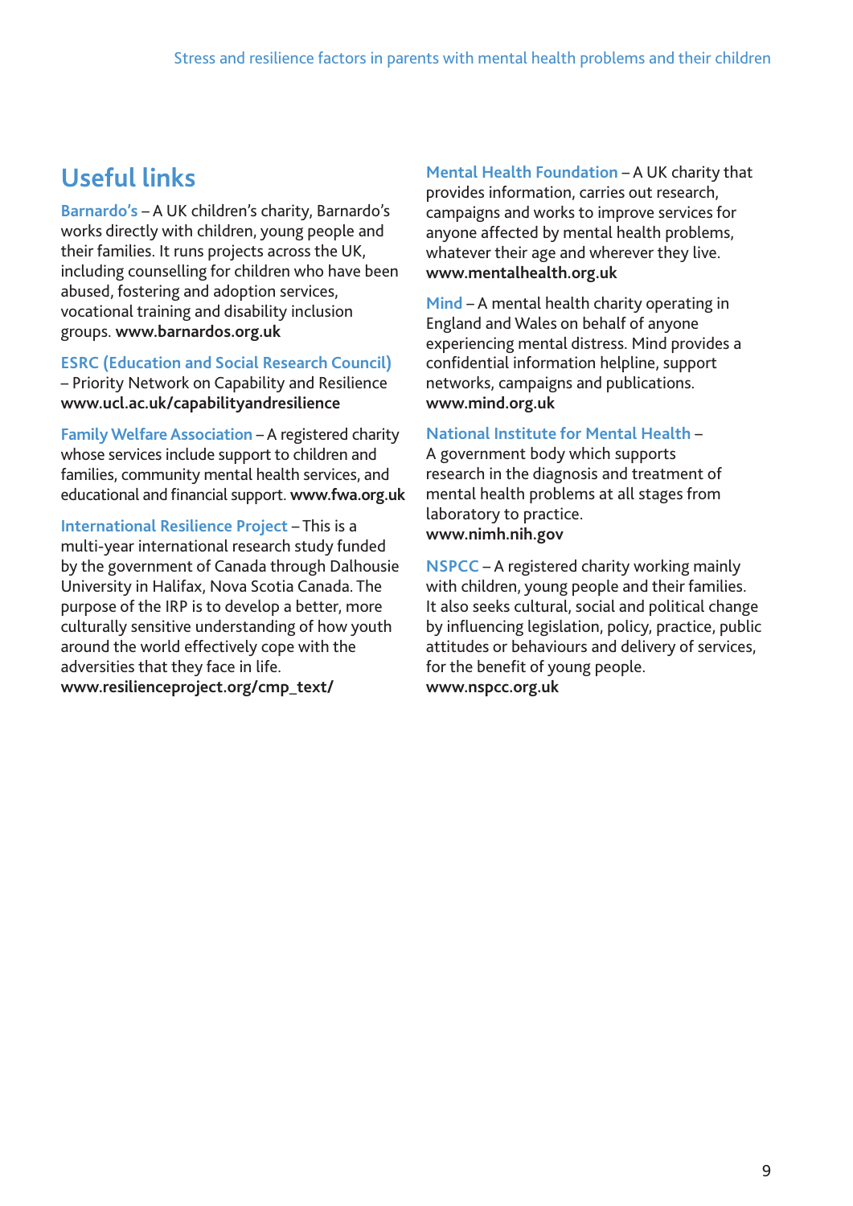## Useful links

**Barnardo's** – A UK children's charity, Barnardo's works directly with children, young people and their families. It runs projects across the UK, including counselling for children who have been abused, fostering and adoption services, vocational training and disability inclusion groups. **www.barnardos.org.uk**

**ESRC (Education and Social Research Council)** – Priority Network on Capability and Resilience **www.ucl.ac.uk/capabilityandresilience**

**Family Welfare Association** – A registered charity whose services include support to children and families, community mental health services, and educational and financial support. **www.fwa.org.uk**

**International Resilience Project** – This is a multi-year international research study funded by the government of Canada through Dalhousie University in Halifax, Nova Scotia Canada. The purpose of the IRP is to develop a better, more culturally sensitive understanding of how youth around the world effectively cope with the adversities that they face in life. **www.resilienceproject.org/cmp_text/**

**Mental Health Foundation** – A UK charity that provides information, carries out research, campaigns and works to improve services for anyone affected by mental health problems, whatever their age and wherever they live. **www.mentalhealth.org.uk**

**Mind** – A mental health charity operating in England and Wales on behalf of anyone experiencing mental distress. Mind provides a confidential information helpline, support networks, campaigns and publications. **www.mind.org.uk**

**National Institute for Mental Health** – A government body which supports research in the diagnosis and treatment of mental health problems at all stages from laboratory to practice. **www.nimh.nih.gov**

**NSPCC** – A registered charity working mainly with children, young people and their families. It also seeks cultural, social and political change by influencing legislation, policy, practice, public attitudes or behaviours and delivery of services, for the benefit of young people. **www.nspcc.org.uk**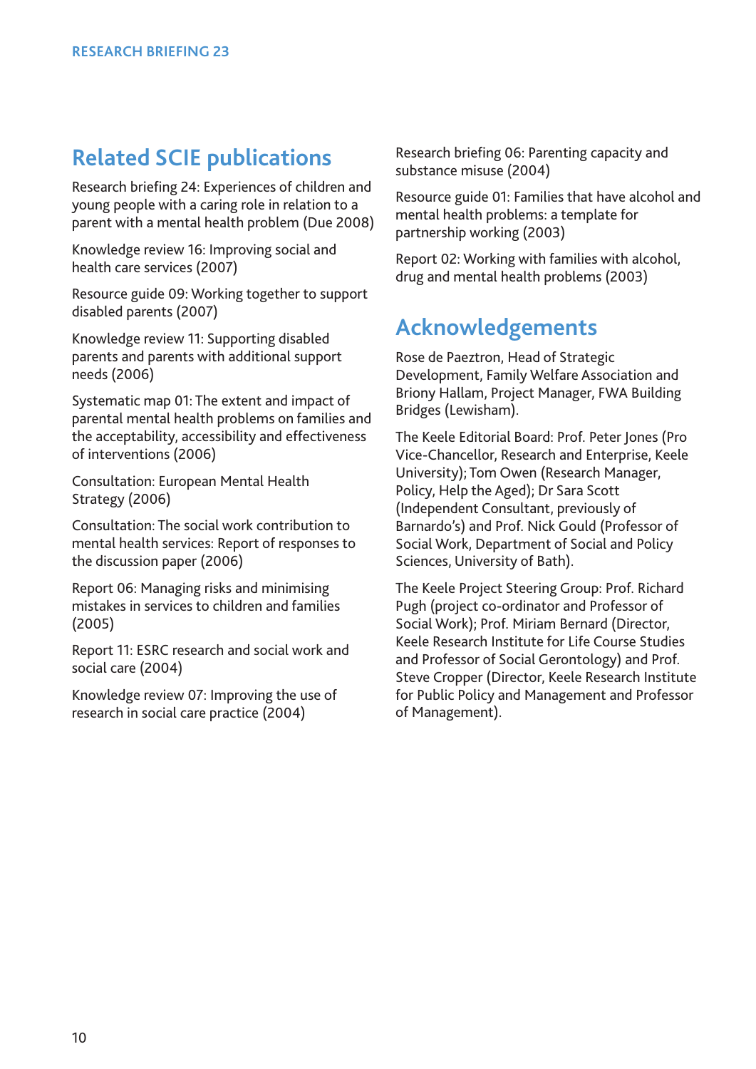## Related SCIE publications

Research briefing 24: Experiences of children and young people with a caring role in relation to a parent with a mental health problem (Due 2008)

Knowledge review 16: Improving social and health care services (2007)

Resource guide 09: Working together to support disabled parents (2007)

Knowledge review 11: Supporting disabled parents and parents with additional support needs (2006)

Systematic map 01: The extent and impact of parental mental health problems on families and the acceptability, accessibility and effectiveness of interventions (2006)

Consultation: European Mental Health Strategy (2006)

Consultation: The social work contribution to mental health services: Report of responses to the discussion paper (2006)

Report 06: Managing risks and minimising mistakes in services to children and families (2005)

Report 11: ESRC research and social work and social care (2004)

Knowledge review 07: Improving the use of research in social care practice (2004)

Research briefing 06: Parenting capacity and substance misuse (2004)

Resource guide 01: Families that have alcohol and mental health problems: a template for partnership working (2003)

Report 02: Working with families with alcohol, drug and mental health problems (2003)

## Acknowledgements

Rose de Paeztron, Head of Strategic Development, Family Welfare Association and Briony Hallam, Project Manager, FWA Building Bridges (Lewisham).

The Keele Editorial Board: Prof. Peter Jones (Pro Vice-Chancellor, Research and Enterprise, Keele University); Tom Owen (Research Manager, Policy, Help the Aged); Dr Sara Scott (Independent Consultant, previously of Barnardo's) and Prof. Nick Gould (Professor of Social Work, Department of Social and Policy Sciences, University of Bath).

The Keele Project Steering Group: Prof. Richard Pugh (project co-ordinator and Professor of Social Work); Prof. Miriam Bernard (Director, Keele Research Institute for Life Course Studies and Professor of Social Gerontology) and Prof. Steve Cropper (Director, Keele Research Institute for Public Policy and Management and Professor of Management).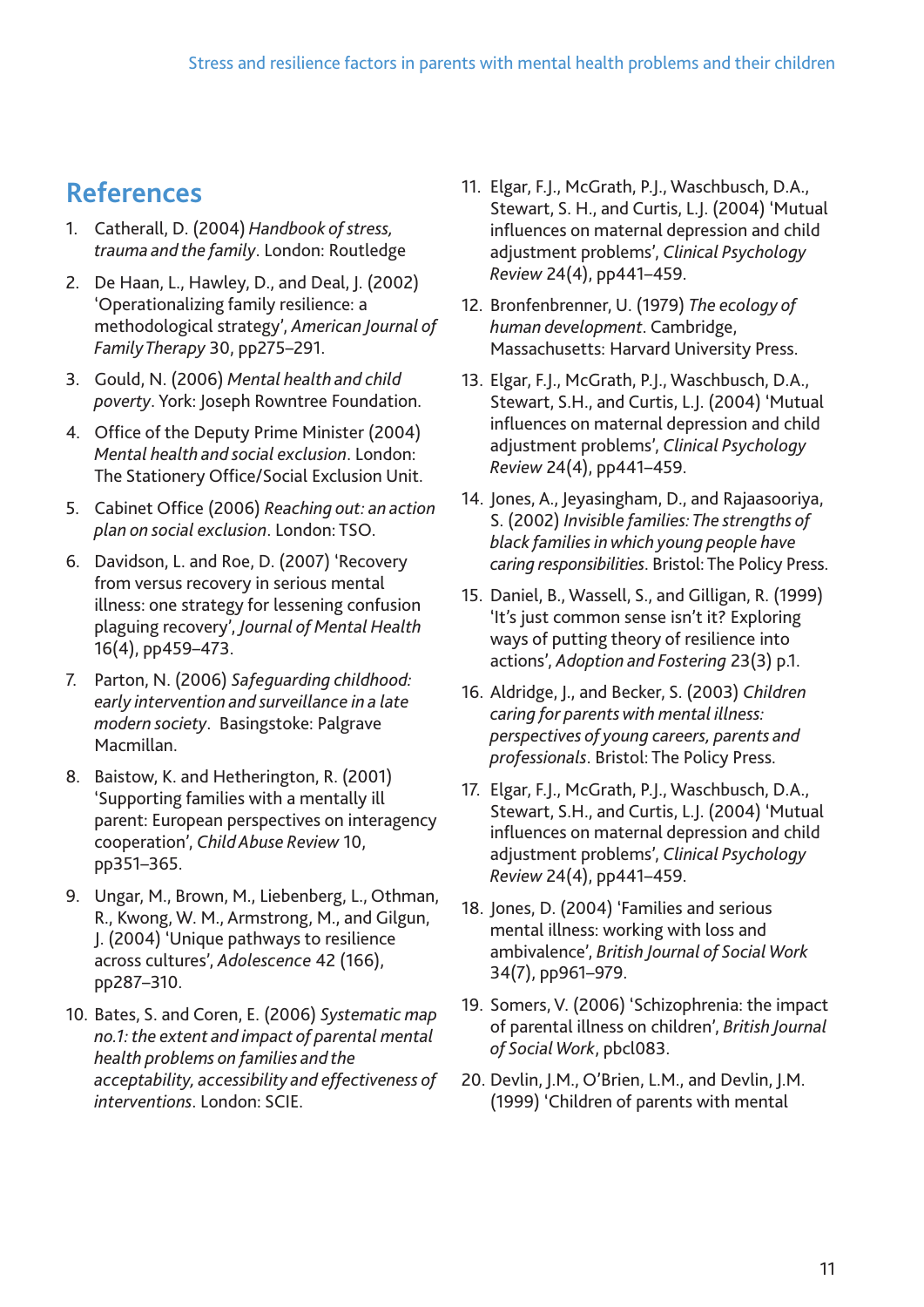## References

1. Catherall, D. (2004) *Handbook of stress, trauma and the family*. London: Routledge
2. De Haan, L., Hawley, D., and Deal, J. (2002) 'Operationalizing family resilience: a methodological strategy', *American Journal of Family Therapy* 30, pp275–291.
3. Gould, N. (2006) *Mental health and child poverty*. York: Joseph Rowntree Foundation.
4. Office of the Deputy Prime Minister (2004) *Mental health and social exclusion*. London: The Stationery Office/Social Exclusion Unit.
5. Cabinet Office (2006) *Reaching out: an action plan on social exclusion*. London: TSO.
6. Davidson, L. and Roe, D. (2007) 'Recovery from versus recovery in serious mental illness: one strategy for lessening confusion plaguing recovery', *Journal of Mental Health* 16(4), pp459–473.
7. Parton, N. (2006) *Safeguarding childhood: early intervention and surveillance in a late modern society*. Basingstoke: Palgrave Macmillan.
8. Baistow, K. and Hetherington, R. (2001) 'Supporting families with a mentally ill parent: European perspectives on interagency cooperation', *Child Abuse Review* 10, pp351–365.
9. Ungar, M., Brown, M., Liebenberg, L., Othman, R., Kwong, W. M., Armstrong, M., and Gilgun, J. (2004) 'Unique pathways to resilience across cultures', *Adolescence* 42 (166), pp287–310.
10. Bates, S. and Coren, E. (2006) *Systematic map no.1: the extent and impact of parental mental health problems on families and the acceptability, accessibility and effectiveness of interventions*. London: SCIE.
11. Elgar, F.J., McGrath, P.J., Waschbusch, D.A., Stewart, S. H., and Curtis, L.J. (2004) 'Mutual influences on maternal depression and child adjustment problems', *Clinical Psychology Review* 24(4), pp441–459.
12. Bronfenbrenner, U. (1979) *The ecology of human development*. Cambridge, Massachusetts: Harvard University Press.
13. Elgar, F.J., McGrath, P.J., Waschbusch, D.A., Stewart, S.H., and Curtis, L.J. (2004) 'Mutual influences on maternal depression and child adjustment problems', *Clinical Psychology Review* 24(4), pp441–459.
14. Jones, A., Jeyasingham, D., and Rajaasooriya, S. (2002) *Invisible families: The strengths of black families in which young people have caring responsibilities*. Bristol: The Policy Press.
15. Daniel, B., Wassell, S., and Gilligan, R. (1999) 'It's just common sense isn't it? Exploring ways of putting theory of resilience into actions', *Adoption and Fostering* 23(3) p.1.
16. Aldridge, J., and Becker, S. (2003) *Children caring for parents with mental illness: perspectives of young careers, parents and professionals*. Bristol: The Policy Press.
17. Elgar, F.J., McGrath, P.J., Waschbusch, D.A., Stewart, S.H., and Curtis, L.J. (2004) 'Mutual influences on maternal depression and child adjustment problems', *Clinical Psychology Review* 24(4), pp441–459.
18. Jones, D. (2004) 'Families and serious mental illness: working with loss and ambivalence', *British Journal of Social Work* 34(7), pp961–979.
19. Somers, V. (2006) 'Schizophrenia: the impact of parental illness on children', *British Journal of Social Work*, pbcl083.
20. Devlin, J.M., O'Brien, L.M., and Devlin, J.M. (1999) 'Children of parents with mental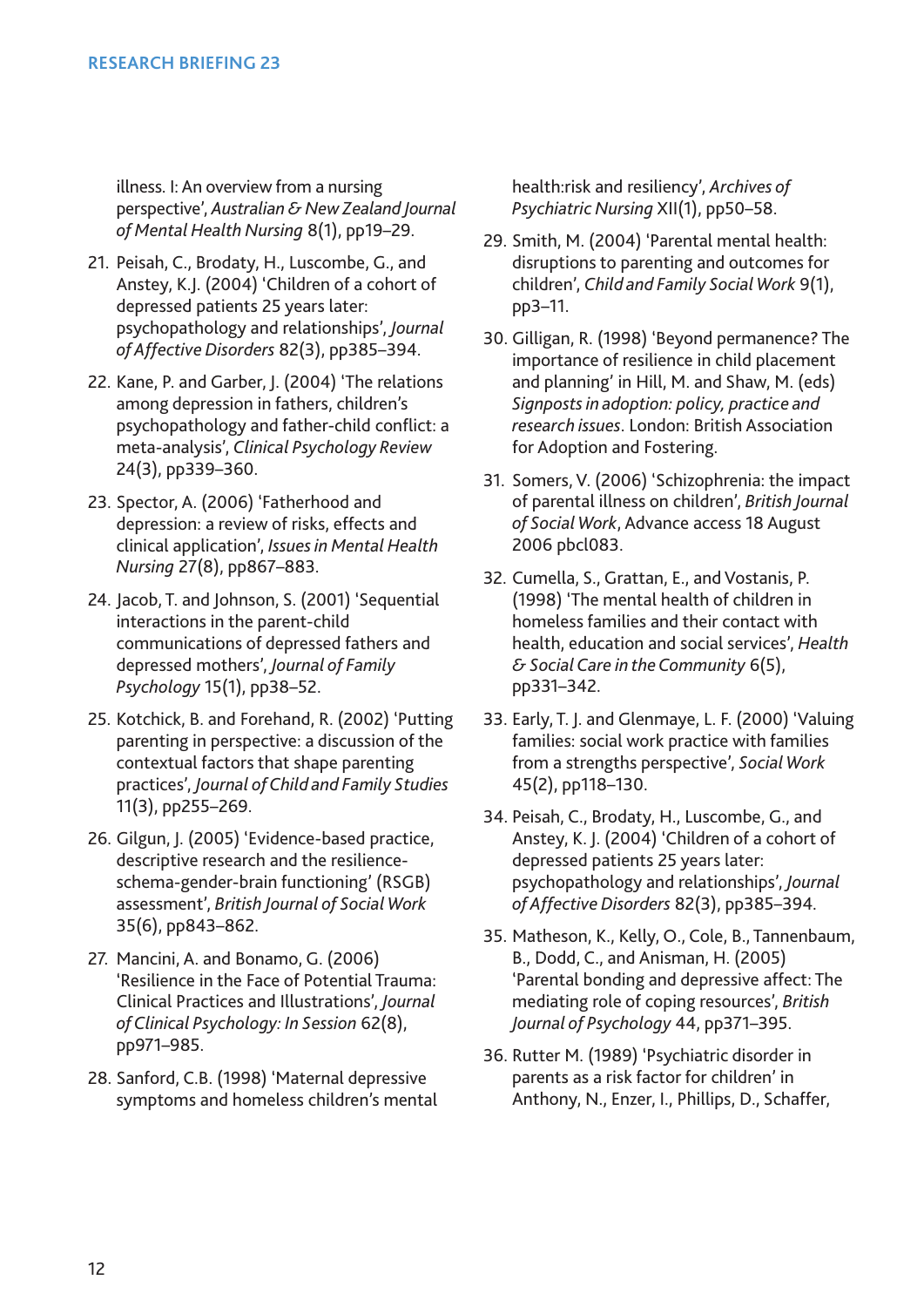illness. I: An overview from a nursing perspective', *Australian & New Zealand Journal of Mental Health Nursing* 8(1), pp19–29.

21. Peisah, C., Brodaty, H., Luscombe, G., and Anstey, K.J. (2004) 'Children of a cohort of depressed patients 25 years later: psychopathology and relationships', *Journal of Affective Disorders* 82(3), pp385–394.

22. Kane, P. and Garber, J. (2004) 'The relations among depression in fathers, children's psychopathology and father-child conflict: a meta-analysis', *Clinical Psychology Review* 24(3), pp339–360.

23. Spector, A. (2006) 'Fatherhood and depression: a review of risks, effects and clinical application', *Issues in Mental Health Nursing* 27(8), pp867–883.

24. Jacob, T. and Johnson, S. (2001) 'Sequential interactions in the parent-child communications of depressed fathers and depressed mothers', *Journal of Family Psychology* 15(1), pp38–52.

25. Kotchick, B. and Forehand, R. (2002) 'Putting parenting in perspective: a discussion of the contextual factors that shape parenting practices', *Journal of Child and Family Studies* 11(3), pp255–269.

26. Gilgun, J. (2005) 'Evidence-based practice, descriptive research and the resilience-schema-gender-brain functioning' (RSGB) assessment', *British Journal of Social Work* 35(6), pp843–862.

27. Mancini, A. and Bonamo, G. (2006) 'Resilience in the Face of Potential Trauma: Clinical Practices and Illustrations', *Journal of Clinical Psychology: In Session* 62(8), pp971–985.

28. Sanford, C.B. (1998) 'Maternal depressive symptoms and homeless children's mental health:risk and resiliency', *Archives of Psychiatric Nursing* XII(1), pp50–58.

29. Smith, M. (2004) 'Parental mental health: disruptions to parenting and outcomes for children', *Child and Family Social Work* 9(1), pp3–11.

30. Gilligan, R. (1998) 'Beyond permanence? The importance of resilience in child placement and planning' in Hill, M. and Shaw, M. (eds) *Signposts in adoption: policy, practice and research issues*. London: British Association for Adoption and Fostering.

31. Somers, V. (2006) 'Schizophrenia: the impact of parental illness on children', *British Journal of Social Work*, Advance access 18 August 2006 pbcl083.

32. Cumella, S., Grattan, E., and Vostanis, P. (1998) 'The mental health of children in homeless families and their contact with health, education and social services', *Health & Social Care in the Community* 6(5), pp331–342.

33. Early, T. J. and Glenmaye, L. F. (2000) 'Valuing families: social work practice with families from a strengths perspective', *Social Work* 45(2), pp118–130.

34. Peisah, C., Brodaty, H., Luscombe, G., and Anstey, K. J. (2004) 'Children of a cohort of depressed patients 25 years later: psychopathology and relationships', *Journal of Affective Disorders* 82(3), pp385–394.

35. Matheson, K., Kelly, O., Cole, B., Tannenbaum, B., Dodd, C., and Anisman, H. (2005) 'Parental bonding and depressive affect: The mediating role of coping resources', *British Journal of Psychology* 44, pp371–395.

36. Rutter M. (1989) 'Psychiatric disorder in parents as a risk factor for children' in Anthony, N., Enzer, I., Phillips, D., Schaffer,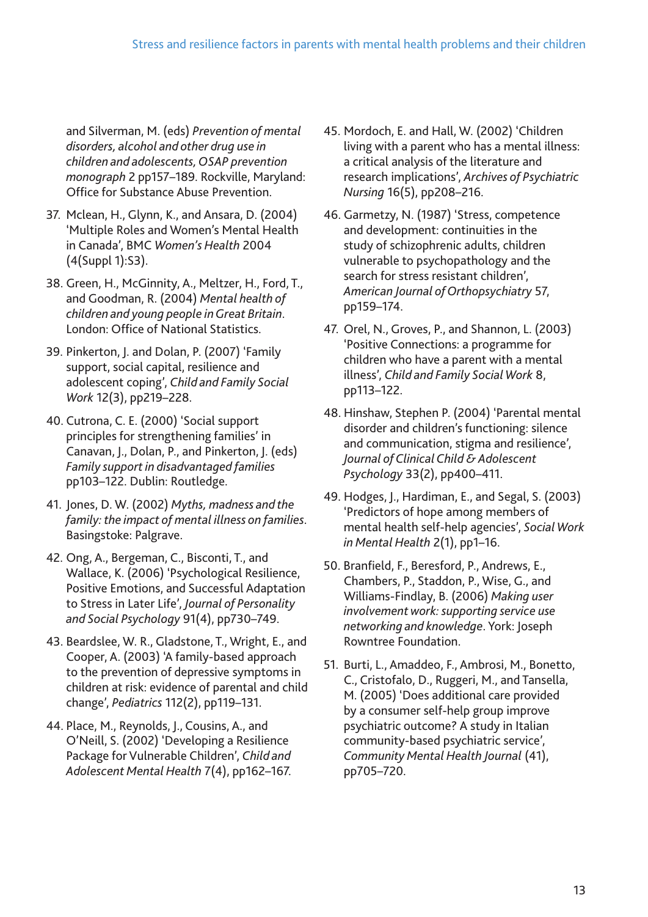and Silverman, M. (eds) *Prevention of mental disorders, alcohol and other drug use in children and adolescents, OSAP prevention monograph* 2 pp157–189. Rockville, Maryland: Office for Substance Abuse Prevention.

37. Mclean, H., Glynn, K., and Ansara, D. (2004) 'Multiple Roles and Women's Mental Health in Canada', BMC *Women's Health* 2004 (4(Suppl 1):S3).

38. Green, H., McGinnity, A., Meltzer, H., Ford, T., and Goodman, R. (2004) *Mental health of children and young people in Great Britain*. London: Office of National Statistics.

39. Pinkerton, J. and Dolan, P. (2007) 'Family support, social capital, resilience and adolescent coping', *Child and Family Social Work* 12(3), pp219–228.

40. Cutrona, C. E. (2000) 'Social support principles for strengthening families' in Canavan, J., Dolan, P., and Pinkerton, J. (eds) *Family support in disadvantaged families* pp103–122. Dublin: Routledge.

41. Jones, D. W. (2002) *Myths, madness and the family: the impact of mental illness on families*. Basingstoke: Palgrave.

42. Ong, A., Bergeman, C., Bisconti, T., and Wallace, K. (2006) 'Psychological Resilience, Positive Emotions, and Successful Adaptation to Stress in Later Life', *Journal of Personality and Social Psychology* 91(4), pp730–749.

43. Beardslee, W. R., Gladstone, T., Wright, E., and Cooper, A. (2003) 'A family-based approach to the prevention of depressive symptoms in children at risk: evidence of parental and child change', *Pediatrics* 112(2), pp119–131.

44. Place, M., Reynolds, J., Cousins, A., and O'Neill, S. (2002) 'Developing a Resilience Package for Vulnerable Children', *Child and Adolescent Mental Health* 7(4), pp162–167.

45. Mordoch, E. and Hall, W. (2002) 'Children living with a parent who has a mental illness: a critical analysis of the literature and research implications', *Archives of Psychiatric Nursing* 16(5), pp208–216.

46. Garmetzy, N. (1987) 'Stress, competence and development: continuities in the study of schizophrenic adults, children vulnerable to psychopathology and the search for stress resistant children', *American Journal of Orthopsychiatry* 57, pp159–174.

47. Orel, N., Groves, P., and Shannon, L. (2003) 'Positive Connections: a programme for children who have a parent with a mental illness', *Child and Family Social Work* 8, pp113–122.

48. Hinshaw, Stephen P. (2004) 'Parental mental disorder and children's functioning: silence and communication, stigma and resilience', *Journal of Clinical Child & Adolescent Psychology* 33(2), pp400–411.

49. Hodges, J., Hardiman, E., and Segal, S. (2003) 'Predictors of hope among members of mental health self-help agencies', *Social Work in Mental Health* 2(1), pp1–16.

50. Branfield, F., Beresford, P., Andrews, E., Chambers, P., Staddon, P., Wise, G., and Williams-Findlay, B. (2006) *Making user involvement work: supporting service use networking and knowledge*. York: Joseph Rowntree Foundation.

51. Burti, L., Amaddeo, F., Ambrosi, M., Bonetto, C., Cristofalo, D., Ruggeri, M., and Tansella, M. (2005) 'Does additional care provided by a consumer self-help group improve psychiatric outcome? A study in Italian community-based psychiatric service', *Community Mental Health Journal* (41), pp705–720.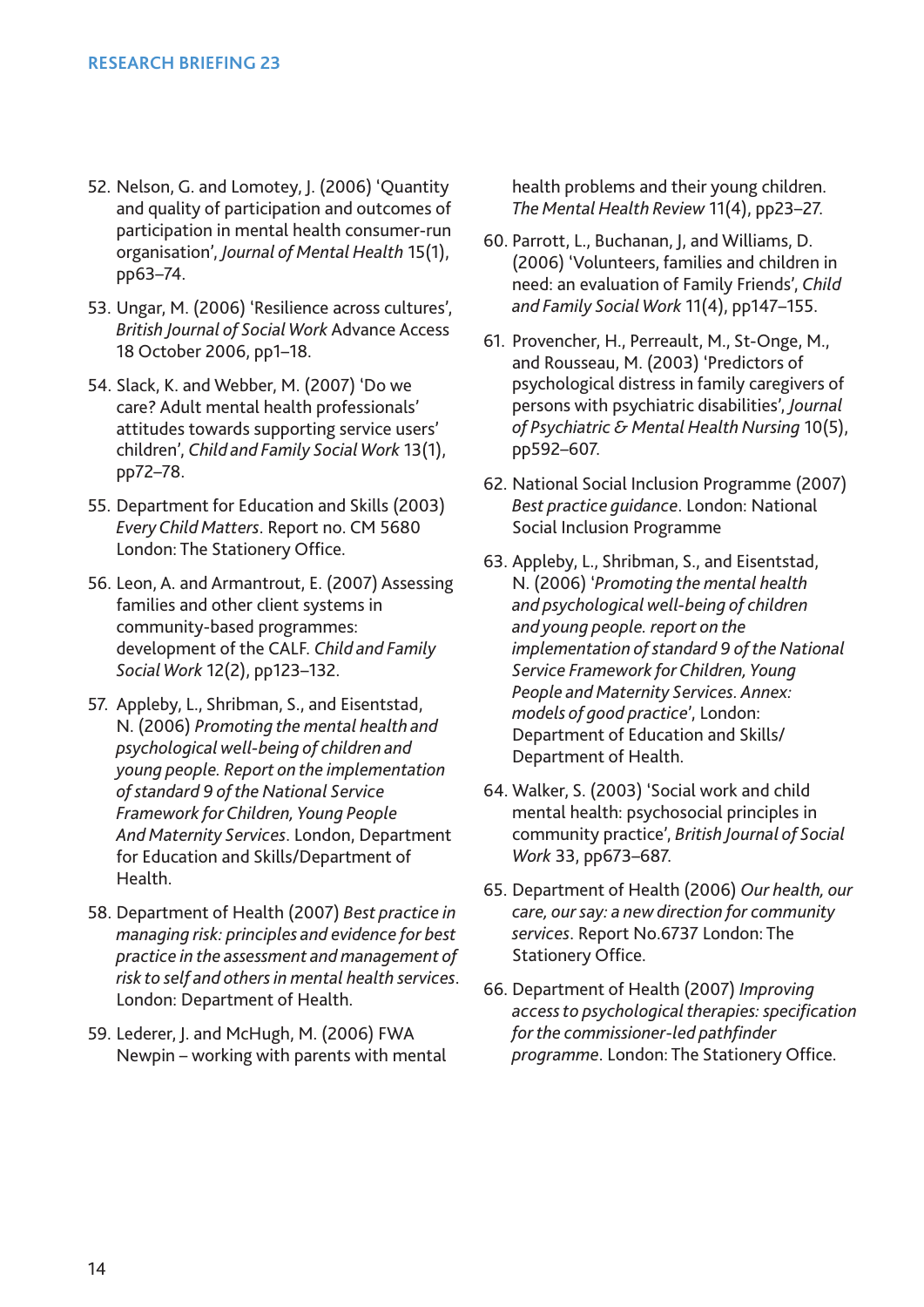52. Nelson, G. and Lomotey, J. (2006) 'Quantity and quality of participation and outcomes of participation in mental health consumer-run organisation', *Journal of Mental Health* 15(1), pp63–74.

53. Ungar, M. (2006) 'Resilience across cultures', *British Journal of Social Work* Advance Access 18 October 2006, pp1–18.

54. Slack, K. and Webber, M. (2007) 'Do we care? Adult mental health professionals' attitudes towards supporting service users' children', *Child and Family Social Work* 13(1), pp72–78.

55. Department for Education and Skills (2003) *Every Child Matters*. Report no. CM 5680 London: The Stationery Office.

56. Leon, A. and Armantrout, E. (2007) Assessing families and other client systems in community-based programmes: development of the CALF. *Child and Family Social Work* 12(2), pp123–132.

57. Appleby, L., Shribman, S., and Eisentstad, N. (2006) *Promoting the mental health and psychological well-being of children and young people. Report on the implementation of standard 9 of the National Service Framework for Children, Young People And Maternity Services*. London, Department for Education and Skills/Department of Health.

58. Department of Health (2007) *Best practice in managing risk: principles and evidence for best practice in the assessment and management of risk to self and others in mental health services*. London: Department of Health.

59. Lederer, J. and McHugh, M. (2006) FWA Newpin – working with parents with mental health problems and their young children. *The Mental Health Review* 11(4), pp23–27.

60. Parrott, L., Buchanan, J, and Williams, D. (2006) 'Volunteers, families and children in need: an evaluation of Family Friends', *Child and Family Social Work* 11(4), pp147–155.

61. Provencher, H., Perreault, M., St-Onge, M., and Rousseau, M. (2003) 'Predictors of psychological distress in family caregivers of persons with psychiatric disabilities', *Journal of Psychiatric & Mental Health Nursing* 10(5), pp592–607.

62. National Social Inclusion Programme (2007) *Best practice guidance*. London: National Social Inclusion Programme

63. Appleby, L., Shribman, S., and Eisentstad, N. (2006) '*Promoting the mental health and psychological well-being of children and young people. report on the implementation of standard 9 of the National Service Framework for Children, Young People and Maternity Services. Annex: models of good practice*', London: Department of Education and Skills/ Department of Health.

64. Walker, S. (2003) 'Social work and child mental health: psychosocial principles in community practice', *British Journal of Social Work* 33, pp673–687.

65. Department of Health (2006) *Our health, our care, our say: a new direction for community services*. Report No.6737 London: The Stationery Office.

66. Department of Health (2007) *Improving access to psychological therapies: specification for the commissioner-led pathfinder programme*. London: The Stationery Office.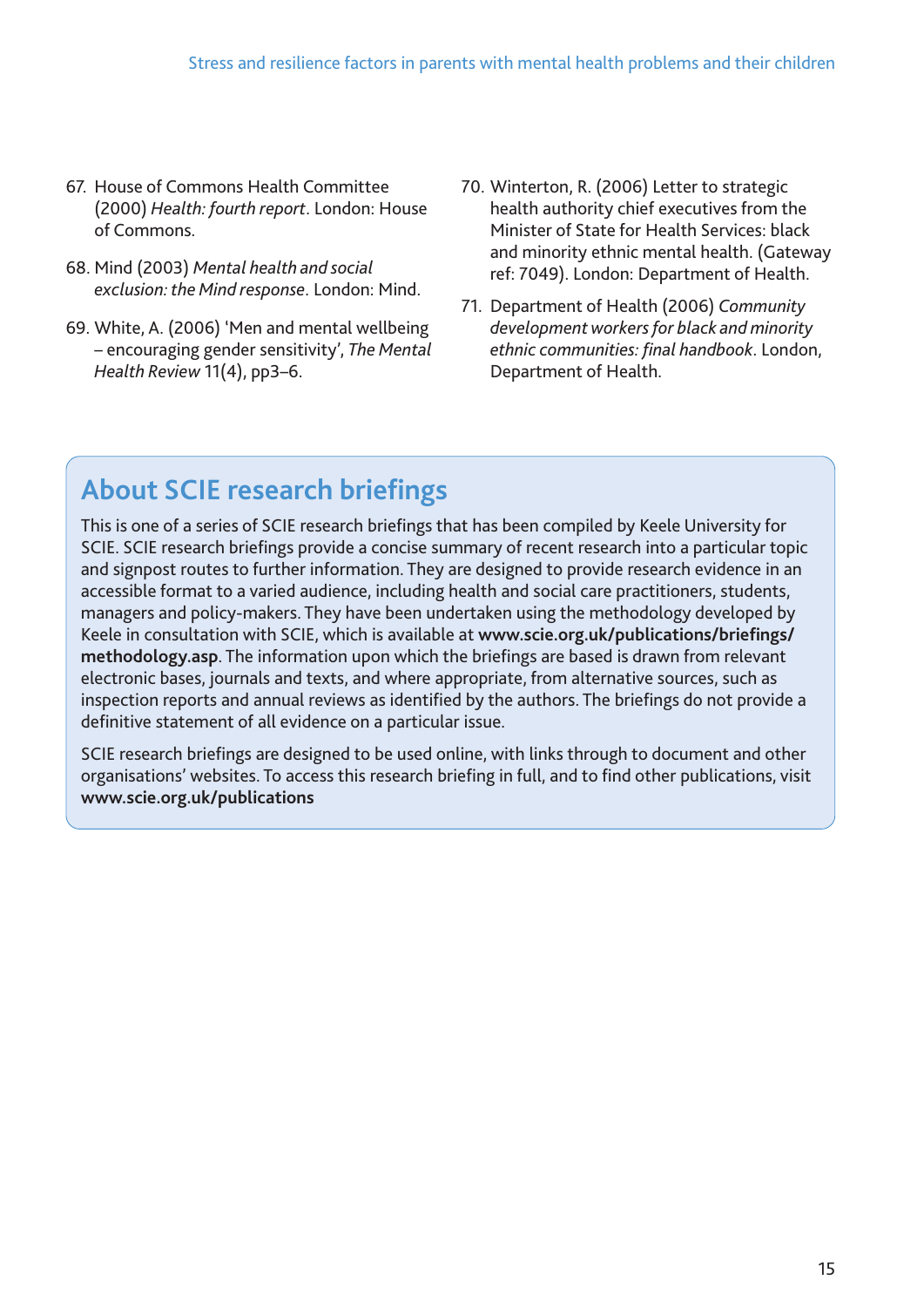67. House of Commons Health Committee (2000) *Health: fourth report*. London: House of Commons.

68. Mind (2003) *Mental health and social exclusion: the Mind response*. London: Mind.

69. White, A. (2006) 'Men and mental wellbeing – encouraging gender sensitivity', *The Mental Health Review* 11(4), pp3–6.

70. Winterton, R. (2006) Letter to strategic health authority chief executives from the Minister of State for Health Services: black and minority ethnic mental health. (Gateway ref: 7049). London: Department of Health.

71. Department of Health (2006) *Community development workers for black and minority ethnic communities: final handbook*. London, Department of Health.

## About SCIE research briefings

This is one of a series of SCIE research briefings that has been compiled by Keele University for SCIE. SCIE research briefings provide a concise summary of recent research into a particular topic and signpost routes to further information. They are designed to provide research evidence in an accessible format to a varied audience, including health and social care practitioners, students, managers and policy-makers. They have been undertaken using the methodology developed by Keele in consultation with SCIE, which is available at **www.scie.org.uk/publications/briefings/methodology.asp**. The information upon which the briefings are based is drawn from relevant electronic bases, journals and texts, and where appropriate, from alternative sources, such as inspection reports and annual reviews as identified by the authors. The briefings do not provide a definitive statement of all evidence on a particular issue.

SCIE research briefings are designed to be used online, with links through to document and other organisations' websites. To access this research briefing in full, and to find other publications, visit **www.scie.org.uk/publications**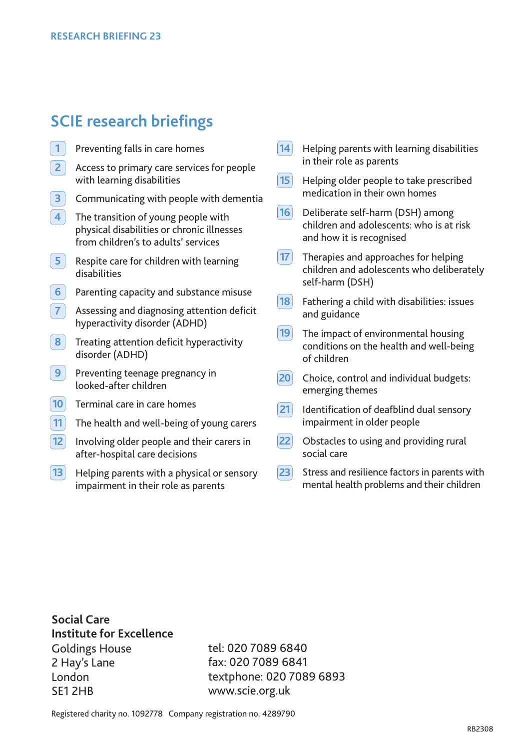## SCIE research briefings

1. Preventing falls in care homes
2. Access to primary care services for people with learning disabilities
3. Communicating with people with dementia
4. The transition of young people with physical disabilities or chronic illnesses from children's to adults' services
5. Respite care for children with learning disabilities
6. Parenting capacity and substance misuse
7. Assessing and diagnosing attention deficit hyperactivity disorder (ADHD)
8. Treating attention deficit hyperactivity disorder (ADHD)
9. Preventing teenage pregnancy in looked-after children
10. Terminal care in care homes
11. The health and well-being of young carers
12. Involving older people and their carers in after-hospital care decisions
13. Helping parents with a physical or sensory impairment in their role as parents
14. Helping parents with learning disabilities in their role as parents
15. Helping older people to take prescribed medication in their own homes
16. Deliberate self-harm (DSH) among children and adolescents: who is at risk and how it is recognised
17. Therapies and approaches for helping children and adolescents who deliberately self-harm (DSH)
18. Fathering a child with disabilities: issues and guidance
19. The impact of environmental housing conditions on the health and well-being of children
20. Choice, control and individual budgets: emerging themes
21. Identification of deafblind dual sensory impairment in older people
22. Obstacles to using and providing rural social care
23. Stress and resilience factors in parents with mental health problems and their children

**Social Care Institute for Excellence**
Goldings House
2 Hay's Lane
London
SE1 2HB

tel: 020 7089 6840
fax: 020 7089 6841
textphone: 020 7089 6893
www.scie.org.uk

Registered charity no. 1092778 Company registration no. 4289790

RB2308